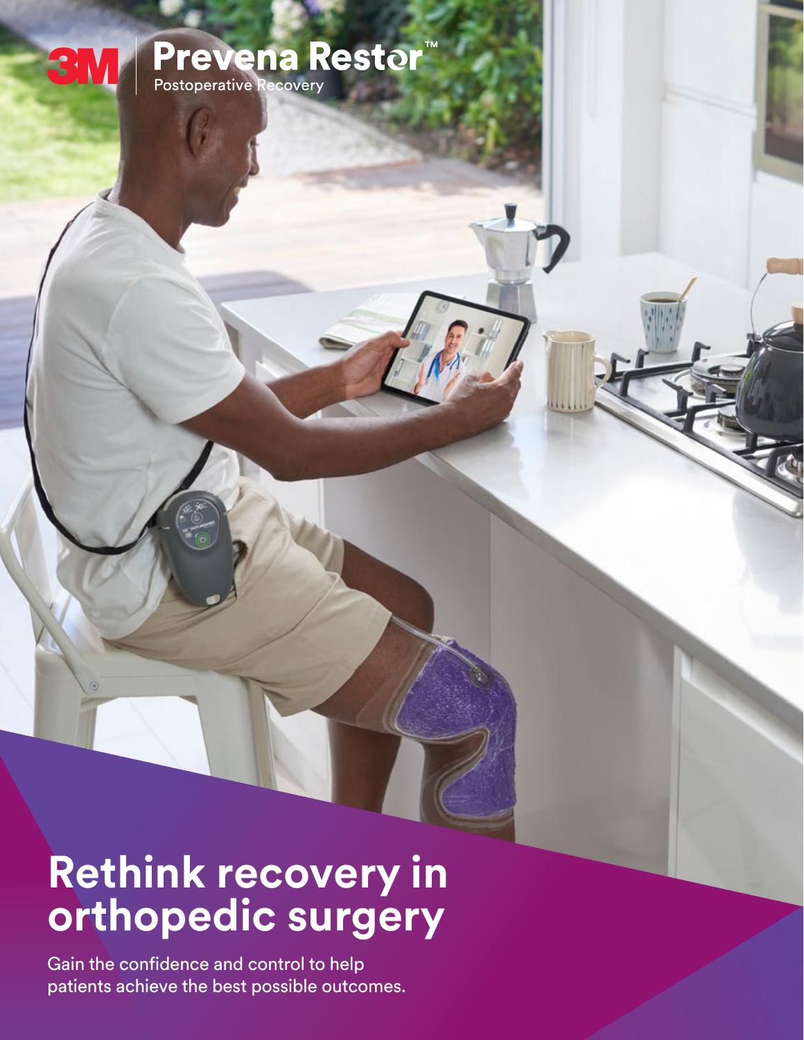3M | Prevena Restor™ Postoperative Recovery

# Rethink recovery in orthopedic surgery

Gain the confidence and control to help patients achieve the best possible outcomes.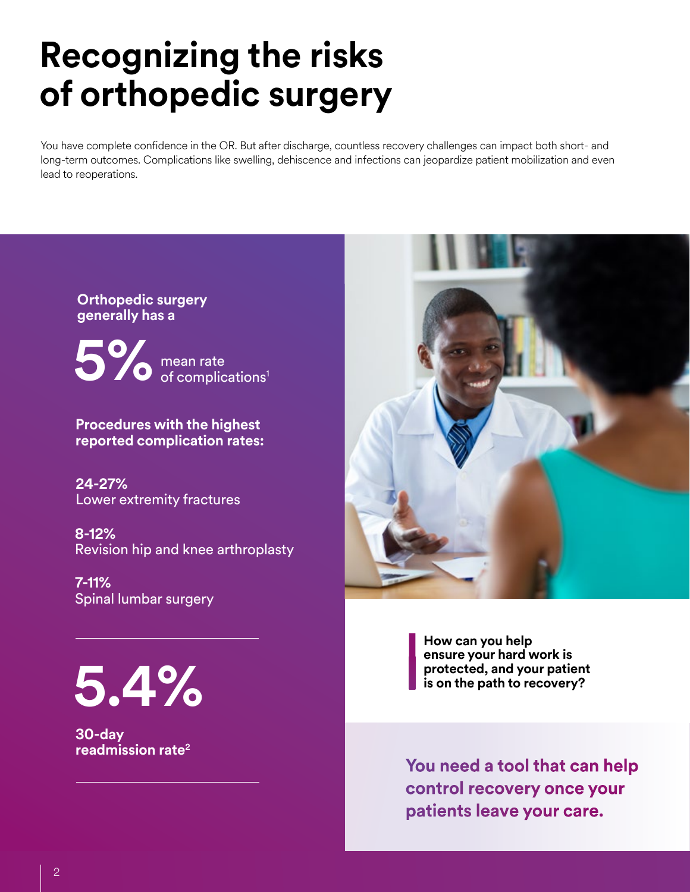# Recognizing the risks of orthopedic surgery

You have complete confidence in the OR. But after discharge, countless recovery challenges can impact both short- and long-term outcomes. Complications like swelling, dehiscence and infections can jeopardize patient mobilization and even lead to reoperations.

**Orthopedic surgery generally has a**

**5%** mean rate of complications[1]

**Procedures with the highest reported complication rates:**

**24-27%**
Lower extremity fractures

**8-12%**
Revision hip and knee arthroplasty

**7-11%**
Spinal lumbar surgery

**5.4%**

**30-day readmission rate[2]**

**How can you help ensure your hard work is protected, and your patient is on the path to recovery?**

**You need a tool that can help control recovery once your patients leave your care.**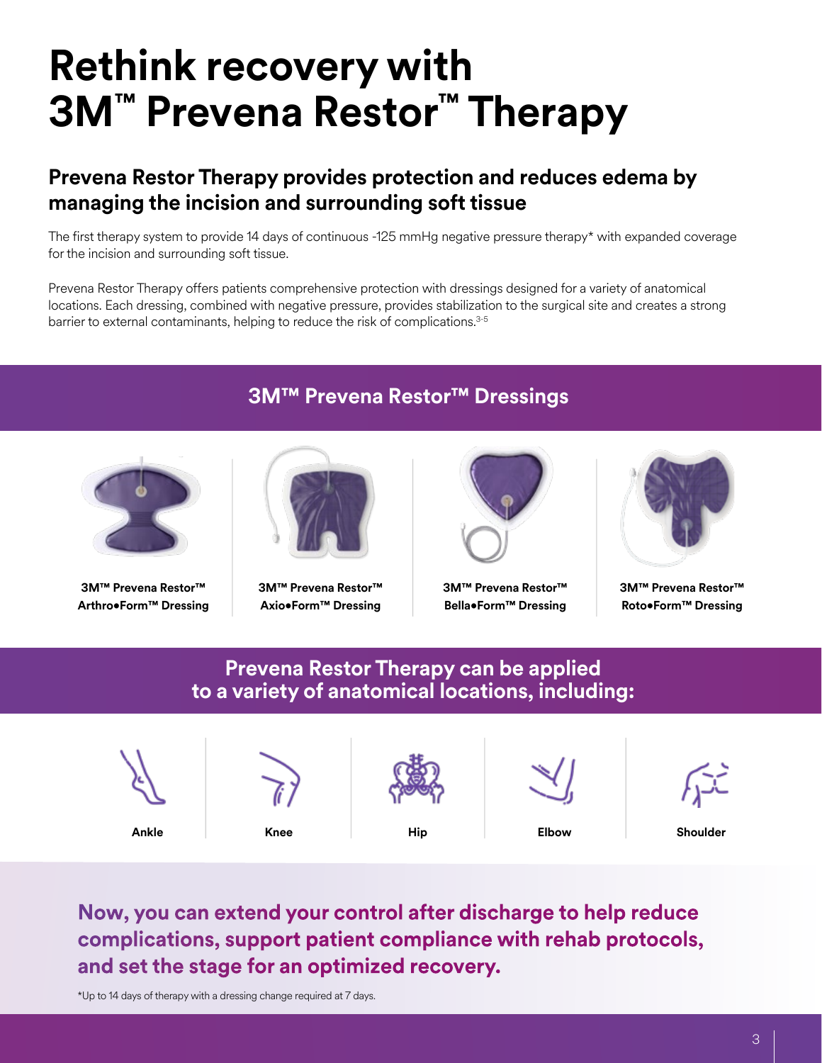# Rethink recovery with 3M™ Prevena Restor™ Therapy

## Prevena Restor Therapy provides protection and reduces edema by managing the incision and surrounding soft tissue

The first therapy system to provide 14 days of continuous -125 mmHg negative pressure therapy* with expanded coverage for the incision and surrounding soft tissue.

Prevena Restor Therapy offers patients comprehensive protection with dressings designed for a variety of anatomical locations. Each dressing, combined with negative pressure, provides stabilization to the surgical site and creates a strong barrier to external contaminants, helping to reduce the risk of complications.[3-5]

## 3M™ Prevena Restor™ Dressings

**3M™ Prevena Restor™ Arthro•Form™ Dressing**

**3M™ Prevena Restor™ Axio•Form™ Dressing**

**3M™ Prevena Restor™ Bella•Form™ Dressing**

**3M™ Prevena Restor™ Roto•Form™ Dressing**

## Prevena Restor Therapy can be applied to a variety of anatomical locations, including:

**Ankle**

**Knee**

**Hip**

**Elbow**

**Shoulder**

### Now, you can extend your control after discharge to help reduce complications, support patient compliance with rehab protocols, and set the stage for an optimized recovery.

*Up to 14 days of therapy with a dressing change required at 7 days.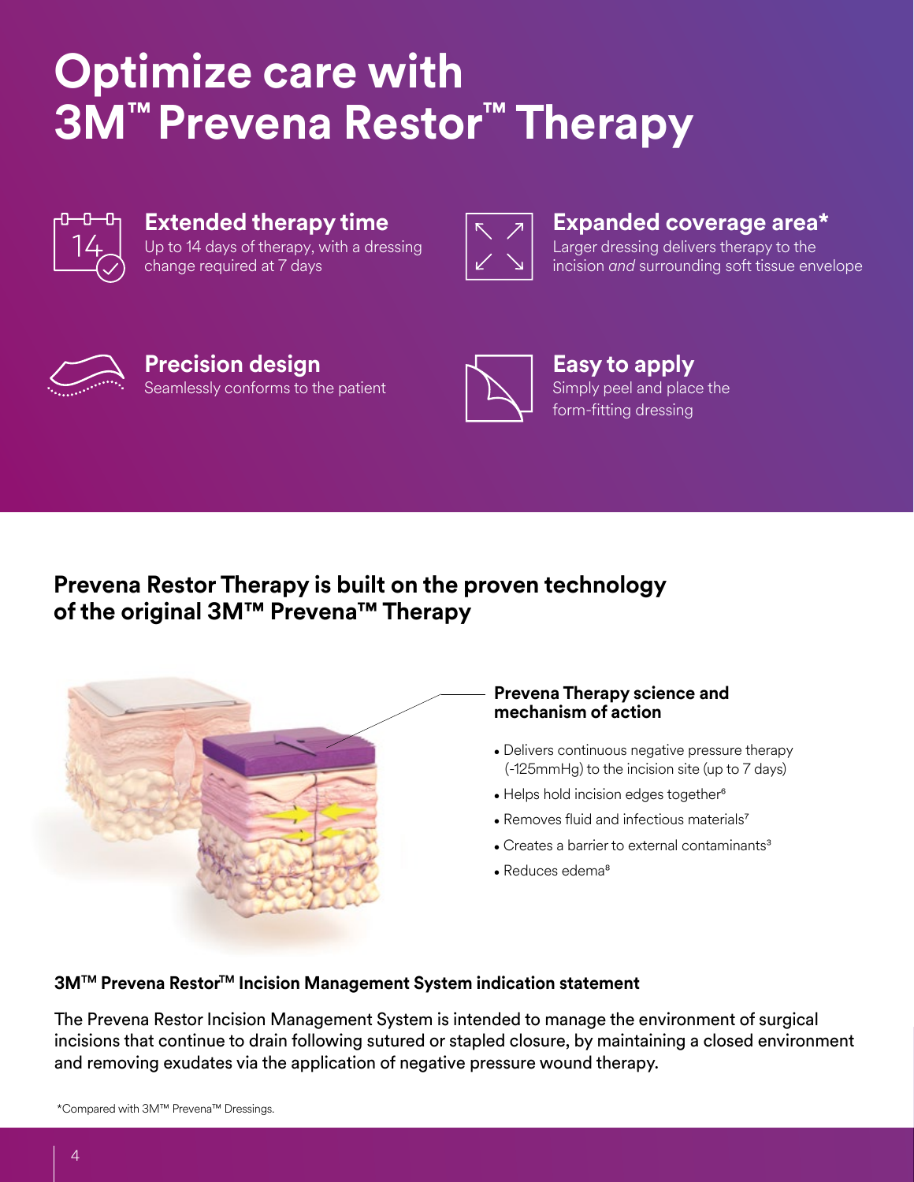# Optimize care with 3M™ Prevena Restor™ Therapy

### Extended therapy time

Up to 14 days of therapy, with a dressing change required at 7 days

### Expanded coverage area*

Larger dressing delivers therapy to the incision *and* surrounding soft tissue envelope

### Precision design

Seamlessly conforms to the patient

### Easy to apply

Simply peel and place the form-fitting dressing

## Prevena Restor Therapy is built on the proven technology of the original 3M™ Prevena™ Therapy

**Prevena Therapy science and mechanism of action**

- Delivers continuous negative pressure therapy (-125mmHg) to the incision site (up to 7 days)
- Helps hold incision edges together[6]
- Removes fluid and infectious materials[7]
- Creates a barrier to external contaminants[3]
- Reduces edema[8]

### 3M™ Prevena Restor™ Incision Management System indication statement

The Prevena Restor Incision Management System is intended to manage the environment of surgical incisions that continue to drain following sutured or stapled closure, by maintaining a closed environment and removing exudates via the application of negative pressure wound therapy.

*Compared with 3M™ Prevena™ Dressings.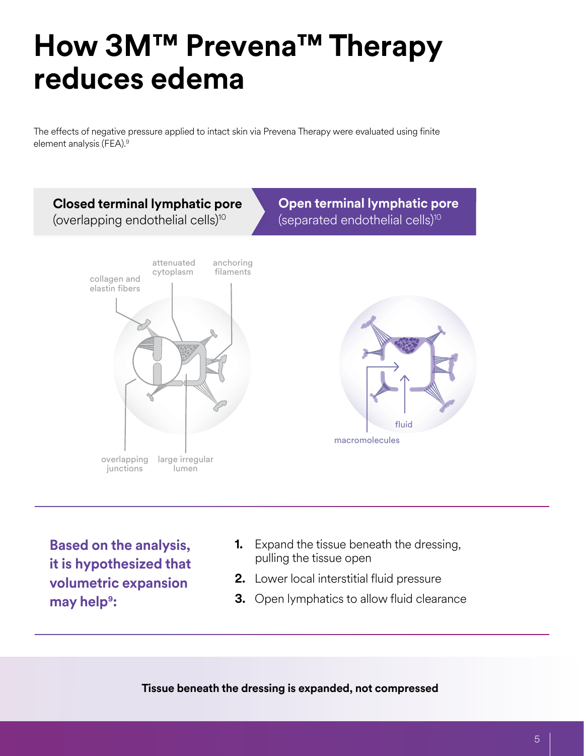# How 3M™ Prevena™ Therapy reduces edema

The effects of negative pressure applied to intact skin via Prevena Therapy were evaluated using finite element analysis (FEA).[9]

**Closed terminal lymphatic pore**
(overlapping endothelial cells)[10]

collagen and elastin fibers

attenuated cytoplasm

anchoring filaments

overlapping junctions

large irregular lumen

**Open terminal lymphatic pore**
(separated endothelial cells)[10]

fluid

macromolecules

**Based on the analysis, it is hypothesized that volumetric expansion may help[9]:**

1. Expand the tissue beneath the dressing, pulling the tissue open
2. Lower local interstitial fluid pressure
3. Open lymphatics to allow fluid clearance

**Tissue beneath the dressing is expanded, not compressed**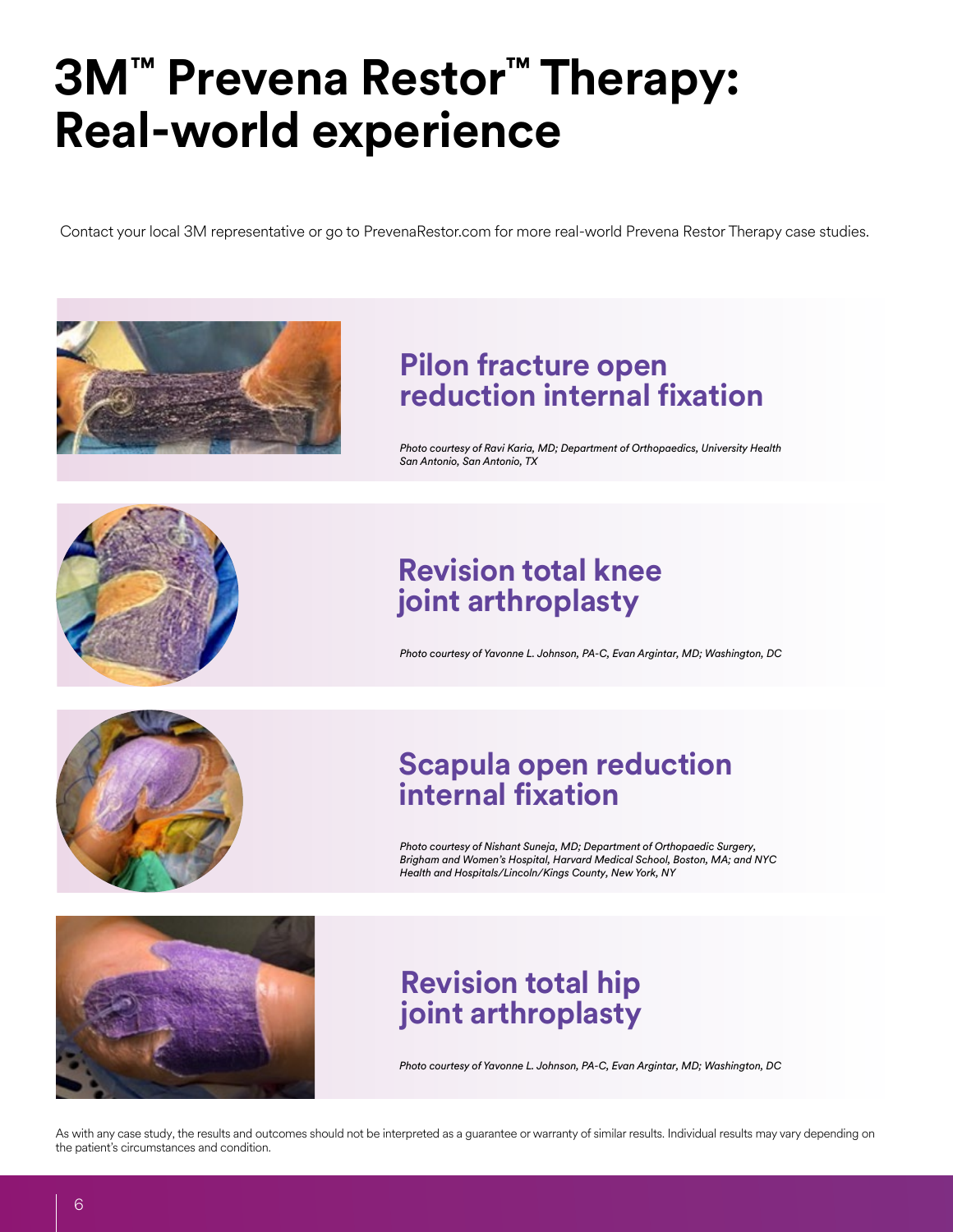# 3M™ Prevena Restor™ Therapy: Real-world experience

Contact your local 3M representative or go to PrevenaRestor.com for more real-world Prevena Restor Therapy case studies.

## Pilon fracture open reduction internal fixation

*Photo courtesy of Ravi Karia, MD; Department of Orthopaedics, University Health San Antonio, San Antonio, TX*

## Revision total knee joint arthroplasty

*Photo courtesy of Yavonne L. Johnson, PA-C, Evan Argintar, MD; Washington, DC*

## Scapula open reduction internal fixation

*Photo courtesy of Nishant Suneja, MD; Department of Orthopaedic Surgery, Brigham and Women's Hospital, Harvard Medical School, Boston, MA; and NYC Health and Hospitals/Lincoln/Kings County, New York, NY*

## Revision total hip joint arthroplasty

*Photo courtesy of Yavonne L. Johnson, PA-C, Evan Argintar, MD; Washington, DC*

As with any case study, the results and outcomes should not be interpreted as a guarantee or warranty of similar results. Individual results may vary depending on the patient's circumstances and condition.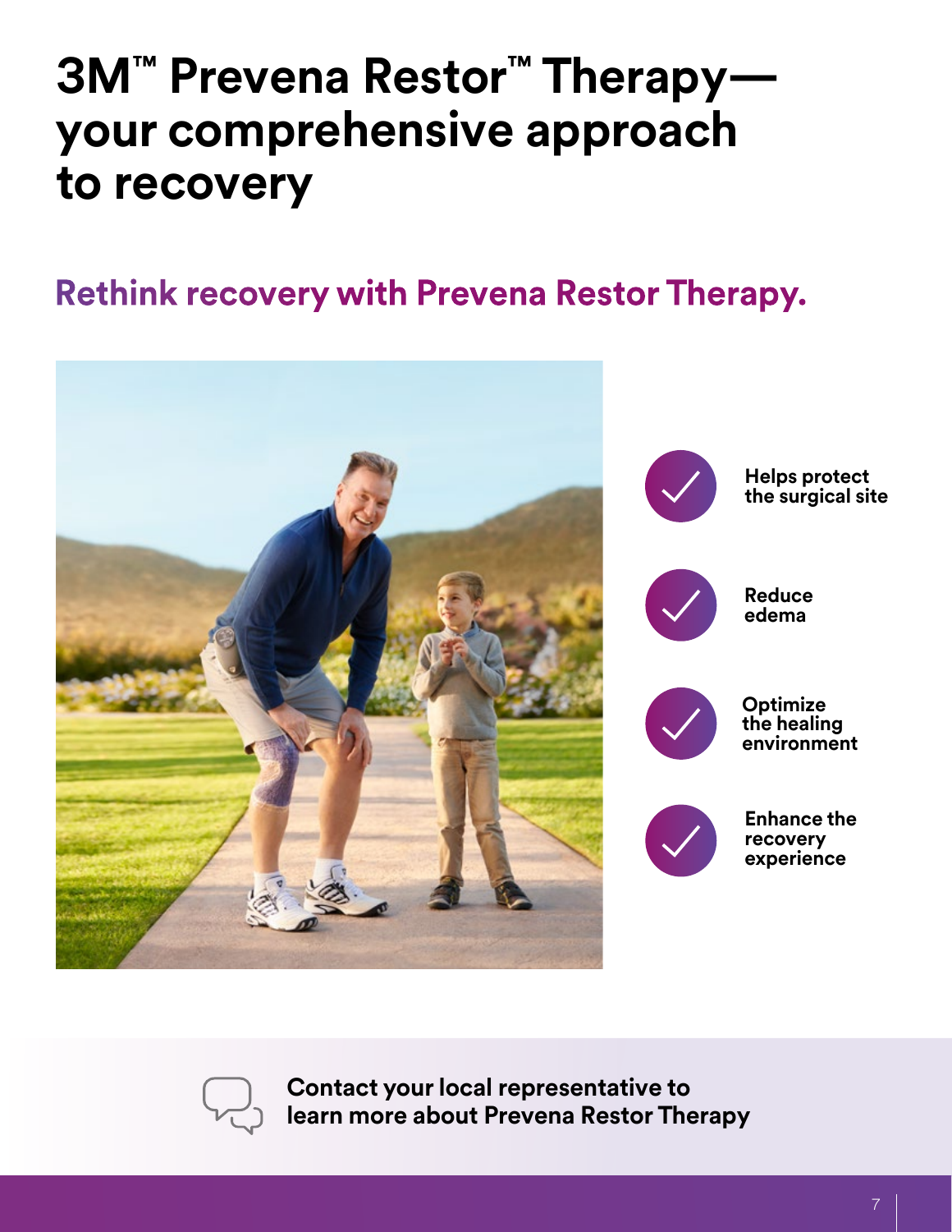# 3M™ Prevena Restor™ Therapy—your comprehensive approach to recovery

## Rethink recovery with Prevena Restor Therapy.

- **Helps protect the surgical site**
- **Reduce edema**
- **Optimize the healing environment**
- **Enhance the recovery experience**

**Contact your local representative to learn more about Prevena Restor Therapy**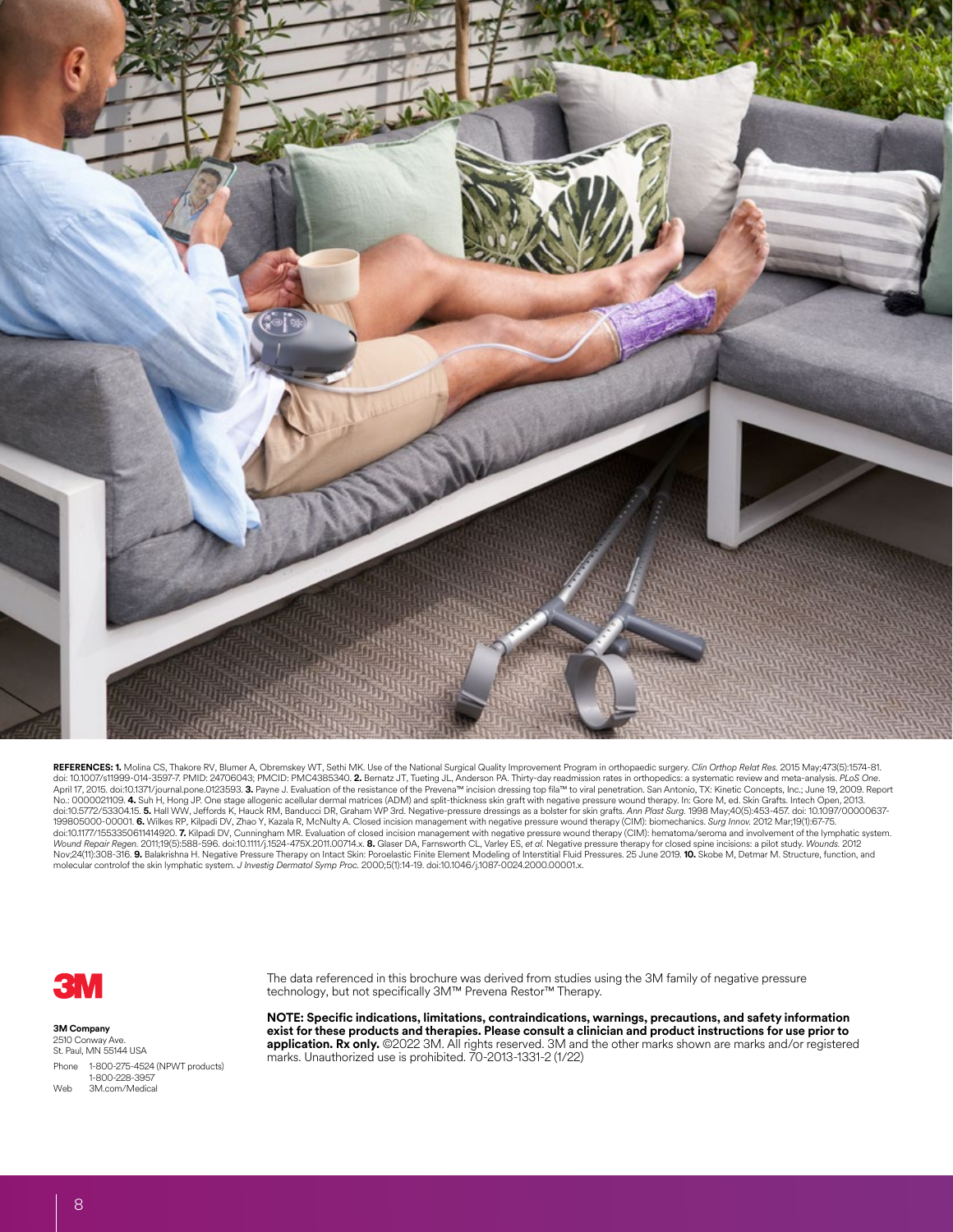**REFERENCES: 1.** Molina CS, Thakore RV, Blumer A, Obremskey WT, Sethi MK. Use of the National Surgical Quality Improvement Program in orthopaedic surgery. *Clin Orthop Relat Res.* 2015 May;473(5):1574-81. doi: 10.1007/s11999-014-3597-7. PMID: 24706043; PMCID: PMC4385340. **2.** Bernatz JT, Tueting JL, Anderson PA. Thirty-day readmission rates in orthopedics: a systematic review and meta-analysis. *PLoS One.* April 17, 2015. doi:10.1371/journal.pone.0123593. **3.** Payne J. Evaluation of the resistance of the Prevena™ incision dressing top fila™ to viral penetration. San Antonio, TX: Kinetic Concepts, Inc.; June 19, 2009. Report No.: 0000021109. **4.** Suh H, Hong JP. One stage allogenic acellular dermal matrices (ADM) and split-thickness skin graft with negative pressure wound therapy. In: Gore M, ed. Skin Grafts. Intech Open, 2013. doi:10.5772/53304.15. **5.** Hall WW, Jeffords K, Hauck RM, Banducci DR, Graham WP 3rd. Negative-pressure dressings as a bolster for skin grafts. *Ann Plast Surg.* 1998 May;40(5):453-457. doi: 10.1097/00000637-199805000-00001. **6.** Wilkes RP, Kilpadi DV, Zhao Y, Kazala R, McNulty A. Closed incision management with negative pressure wound therapy (CIM): biomechanics. *Surg Innov.* 2012 Mar;19(1):67-75. doi:10.1177/1553350611414920. **7.** Kilpadi DV, Cunningham MR. Evaluation of closed incision management with negative pressure wound therapy (CIM): hematoma/seroma and involvement of the lymphatic system. *Wound Repair Regen.* 2011;19(5):588-596. doi:10.1111/j.1524-475X.2011.00714.x. **8.** Glaser DA, Farnsworth CL, Varley ES, *et al.* Negative pressure therapy for closed spine incisions: a pilot study. *Wounds.* 2012 Nov;24(11):308-316. **9.** Balakrishna H. Negative Pressure Therapy on Intact Skin: Poroelastic Finite Element Modeling of Interstitial Fluid Pressures. 25 June 2019. **10.** Skobe M, Detmar M. Structure, function, and molecular controlof the skin lymphatic system. *J Investig Dermatol Symp Proc.* 2000;5(1):14-19. doi:10.1046/j.1087-0024.2000.00001.x.

The data referenced in this brochure was derived from studies using the 3M family of negative pressure technology, but not specifically 3M™ Prevena Restor™ Therapy.

**NOTE: Specific indications, limitations, contraindications, warnings, precautions, and safety information exist for these products and therapies. Please consult a clinician and product instructions for use prior to application. Rx only.** ©2022 3M. All rights reserved. 3M and the other marks shown are marks and/or registered marks. Unauthorized use is prohibited. 70-2013-1331-2 (1/22)

3M

**3M Company**
2510 Conway Ave.
St. Paul, MN 55144 USA

Phone 1-800-275-4524 (NPWT products)
1-800-228-3957
Web 3M.com/Medical